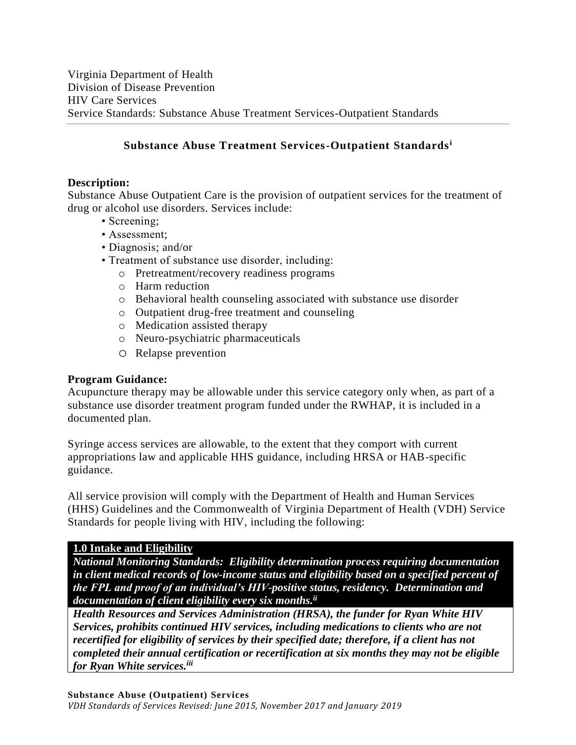# Substance Abuse Treatment Services-Outpatient Standards[i]

**Description:**
Substance Abuse Outpatient Care is the provision of outpatient services for the treatment of drug or alcohol use disorders. Services include:

- Screening;
- Assessment;
- Diagnosis; and/or
- Treatment of substance use disorder, including:
  - Pretreatment/recovery readiness programs
  - Harm reduction
  - Behavioral health counseling associated with substance use disorder
  - Outpatient drug-free treatment and counseling
  - Medication assisted therapy
  - Neuro-psychiatric pharmaceuticals
  - Relapse prevention

**Program Guidance:**
Acupuncture therapy may be allowable under this service category only when, as part of a substance use disorder treatment program funded under the RWHAP, it is included in a documented plan.

Syringe access services are allowable, to the extent that they comport with current appropriations law and applicable HHS guidance, including HRSA or HAB-specific guidance.

All service provision will comply with the Department of Health and Human Services (HHS) Guidelines and the Commonwealth of Virginia Department of Health (VDH) Service Standards for people living with HIV, including the following:

| **1.0 Intake and Eligibility** |
|---|
| ***National Monitoring Standards: Eligibility determination process requiring documentation in client medical records of low-income status and eligibility based on a specified percent of the FPL and proof of an individual's HIV-positive status, residency. Determination and documentation of client eligibility every six months.[ii]*** |
| ***Health Resources and Services Administration (HRSA), the funder for Ryan White HIV Services, prohibits continued HIV services, including medications to clients who are not recertified for eligibility of services by their specified date; therefore, if a client has not completed their annual certification or recertification at six months they may not be eligible for Ryan White services.[iii]*** |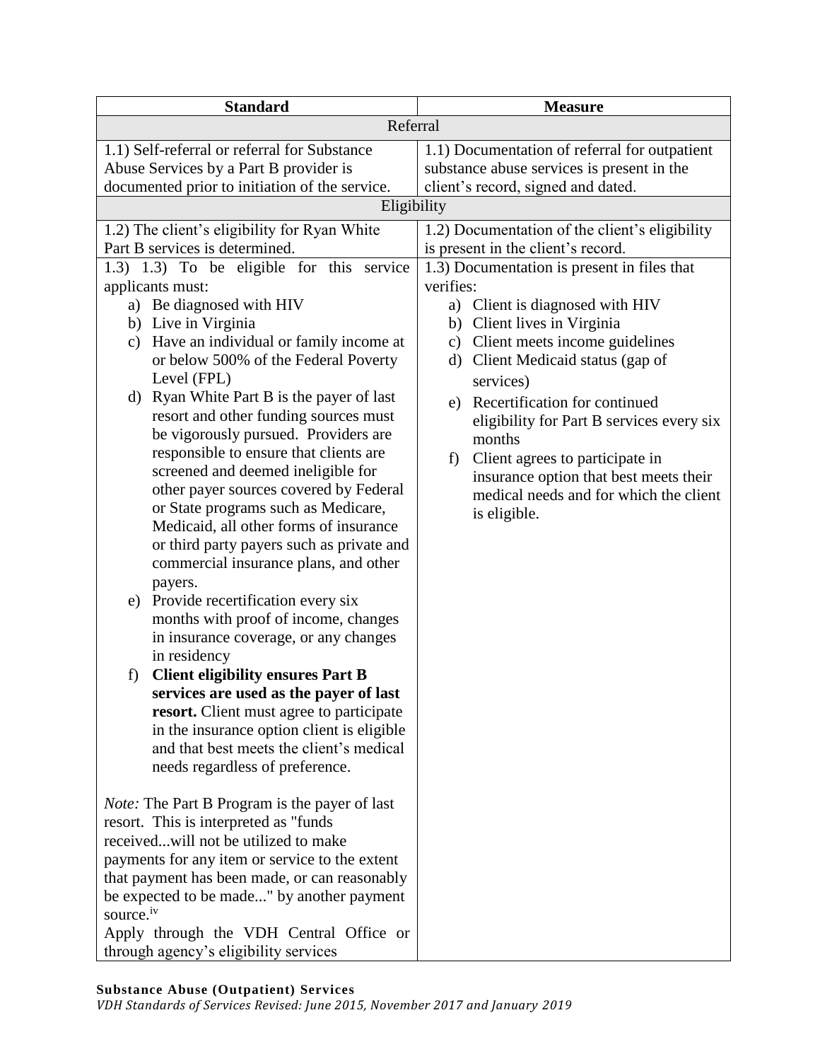| Standard | Measure |
|---|---|
| Referral | |
| 1.1) Self-referral or referral for Substance Abuse Services by a Part B provider is documented prior to initiation of the service. | 1.1) Documentation of referral for outpatient substance abuse services is present in the client's record, signed and dated. |
| Eligibility | |
| 1.2) The client's eligibility for Ryan White Part B services is determined. | 1.2) Documentation of the client's eligibility is present in the client's record. |
| 1.3) 1.3) To be eligible for this service applicants must:<br>a) Be diagnosed with HIV<br>b) Live in Virginia<br>c) Have an individual or family income at or below 500% of the Federal Poverty Level (FPL)<br>d) Ryan White Part B is the payer of last resort and other funding sources must be vigorously pursued. Providers are responsible to ensure that clients are screened and deemed ineligible for other payer sources covered by Federal or State programs such as Medicare, Medicaid, all other forms of insurance or third party payers such as private and commercial insurance plans, and other payers.<br>e) Provide recertification every six months with proof of income, changes in insurance coverage, or any changes in residency<br>f) **Client eligibility ensures Part B services are used as the payer of last resort.** Client must agree to participate in the insurance option client is eligible and that best meets the client's medical needs regardless of preference.<br><br>*Note:* The Part B Program is the payer of last resort. This is interpreted as "funds received...will not be utilized to make payments for any item or service to the extent that payment has been made, or can reasonably be expected to be made..." by another payment source.[iv]<br>Apply through the VDH Central Office or through agency's eligibility services | 1.3) Documentation is present in files that verifies:<br>a) Client is diagnosed with HIV<br>b) Client lives in Virginia<br>c) Client meets income guidelines<br>d) Client Medicaid status (gap of services)<br>e) Recertification for continued eligibility for Part B services every six months<br>f) Client agrees to participate in insurance option that best meets their medical needs and for which the client is eligible. |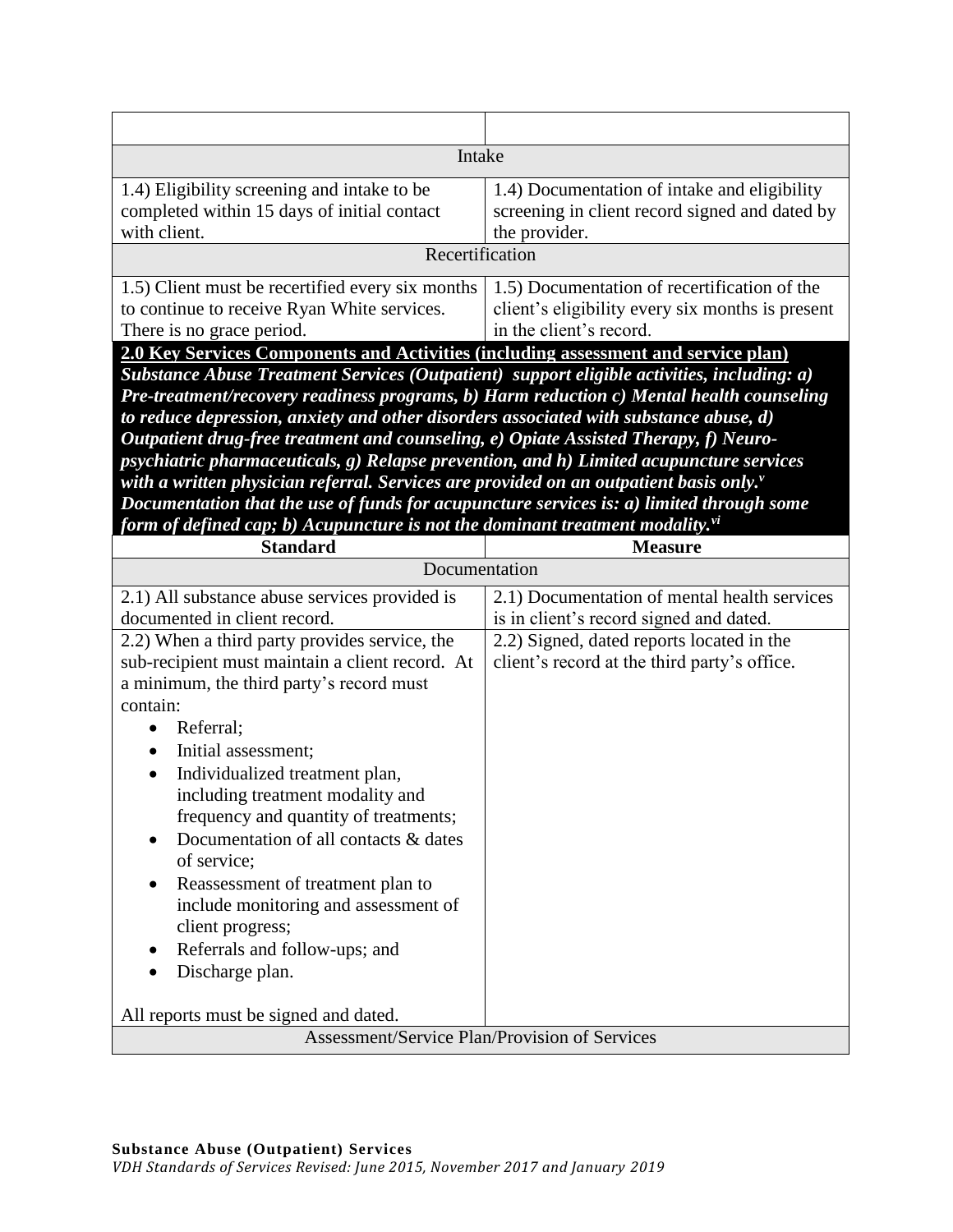| | |
|---|---|
| **Intake** | |
| 1.4) Eligibility screening and intake to be completed within 15 days of initial contact with client. | 1.4) Documentation of intake and eligibility screening in client record signed and dated by the provider. |
| **Recertification** | |
| 1.5) Client must be recertified every six months to continue to receive Ryan White services. There is no grace period. | 1.5) Documentation of recertification of the client's eligibility every six months is present in the client's record. |

**2.0 Key Services Components and Activities (including assessment and service plan)**

***Substance Abuse Treatment Services (Outpatient) support eligible activities, including: a) Pre-treatment/recovery readiness programs, b) Harm reduction c) Mental health counseling to reduce depression, anxiety and other disorders associated with substance abuse, d) Outpatient drug-free treatment and counseling, e) Opiate Assisted Therapy, f) Neuro-psychiatric pharmaceuticals, g) Relapse prevention, and h) Limited acupuncture services with a written physician referral. Services are provided on an outpatient basis only.[v] Documentation that the use of funds for acupuncture services is: a) limited through some form of defined cap; b) Acupuncture is not the dominant treatment modality.[vi]***

| Standard | Measure |
|---|---|
| **Documentation** | |
| 2.1) All substance abuse services provided is documented in client record. | 2.1) Documentation of mental health services is in client's record signed and dated. |
| 2.2) When a third party provides service, the sub-recipient must maintain a client record. At a minimum, the third party's record must contain:<br>• Referral;<br>• Initial assessment;<br>• Individualized treatment plan, including treatment modality and frequency and quantity of treatments;<br>• Documentation of all contacts & dates of service;<br>• Reassessment of treatment plan to include monitoring and assessment of client progress;<br>• Referrals and follow-ups; and<br>• Discharge plan.<br><br>All reports must be signed and dated. | 2.2) Signed, dated reports located in the client's record at the third party's office. |
| **Assessment/Service Plan/Provision of Services** | |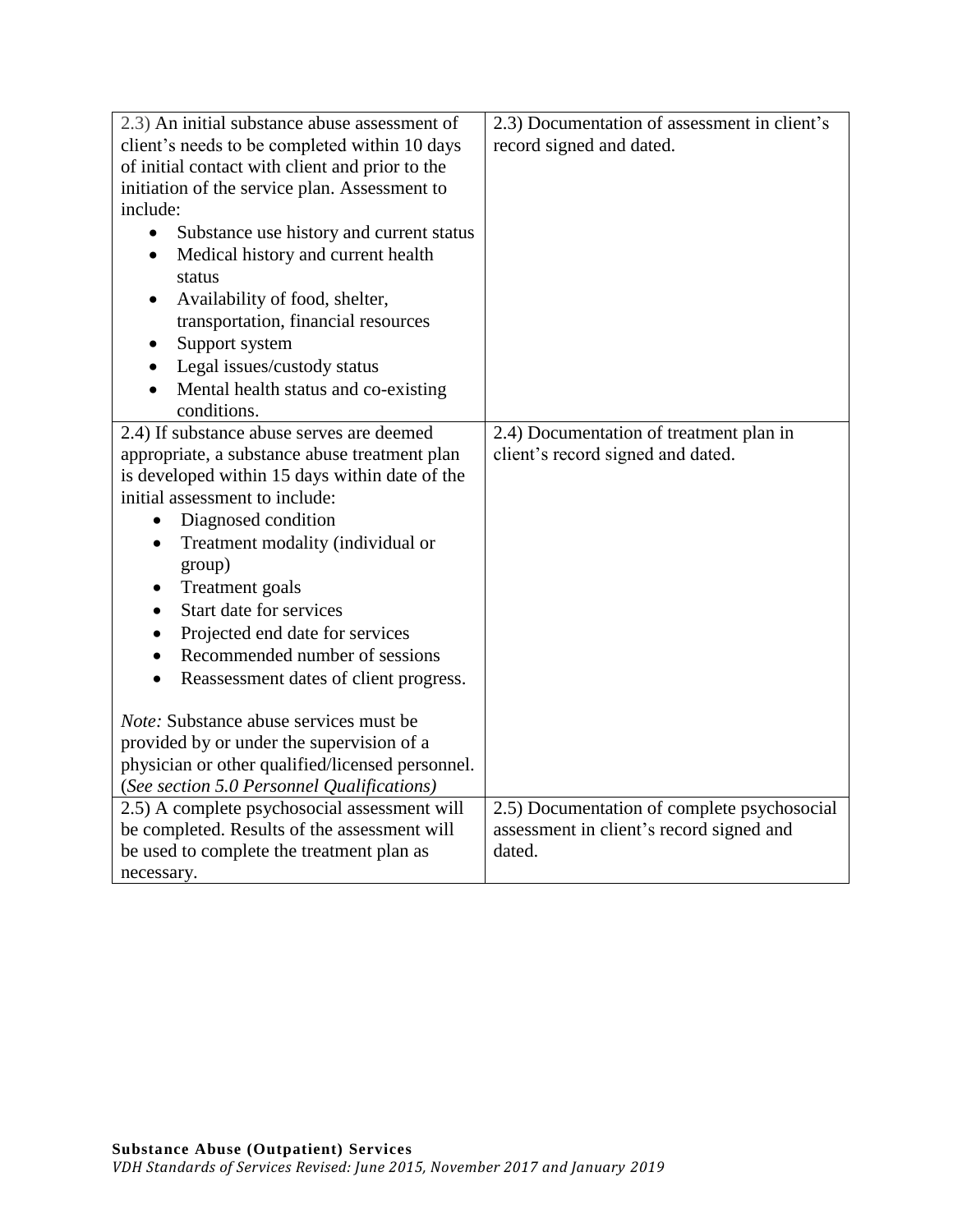| | |
|---|---|
| 2.3) An initial substance abuse assessment of client's needs to be completed within 10 days of initial contact with client and prior to the initiation of the service plan. Assessment to include:<br>• Substance use history and current status<br>• Medical history and current health status<br>• Availability of food, shelter, transportation, financial resources<br>• Support system<br>• Legal issues/custody status<br>• Mental health status and co-existing conditions. | 2.3) Documentation of assessment in client's record signed and dated. |
| 2.4) If substance abuse serves are deemed appropriate, a substance abuse treatment plan is developed within 15 days within date of the initial assessment to include:<br>• Diagnosed condition<br>• Treatment modality (individual or group)<br>• Treatment goals<br>• Start date for services<br>• Projected end date for services<br>• Recommended number of sessions<br>• Reassessment dates of client progress.<br><br>*Note:* Substance abuse services must be provided by or under the supervision of a physician or other qualified/licensed personnel. (*See section 5.0 Personnel Qualifications)* | 2.4) Documentation of treatment plan in client's record signed and dated. |
| 2.5) A complete psychosocial assessment will be completed. Results of the assessment will be used to complete the treatment plan as necessary. | 2.5) Documentation of complete psychosocial assessment in client's record signed and dated. |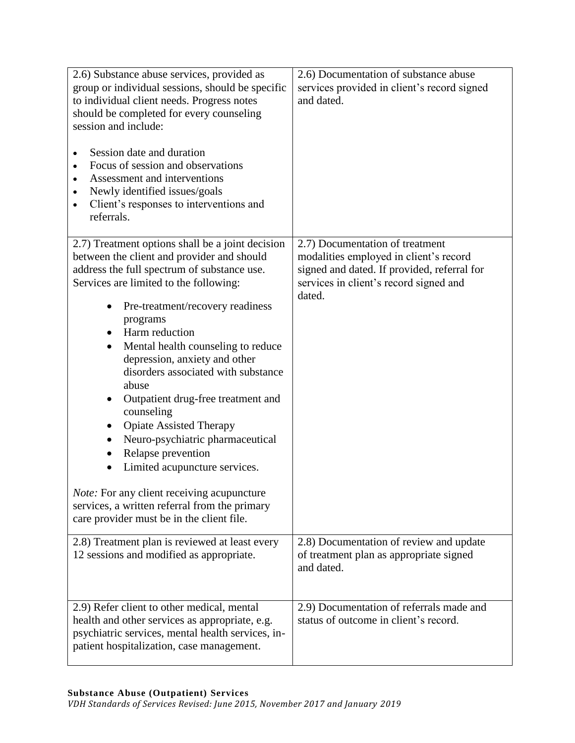| | |
|---|---|
| 2.6) Substance abuse services, provided as group or individual sessions, should be specific to individual client needs. Progress notes should be completed for every counseling session and include:<br><br>• Session date and duration<br>• Focus of session and observations<br>• Assessment and interventions<br>• Newly identified issues/goals<br>• Client's responses to interventions and referrals. | 2.6) Documentation of substance abuse services provided in client's record signed and dated. |
| 2.7) Treatment options shall be a joint decision between the client and provider and should address the full spectrum of substance use. Services are limited to the following:<br><br>• Pre-treatment/recovery readiness programs<br>• Harm reduction<br>• Mental health counseling to reduce depression, anxiety and other disorders associated with substance abuse<br>• Outpatient drug-free treatment and counseling<br>• Opiate Assisted Therapy<br>• Neuro-psychiatric pharmaceutical<br>• Relapse prevention<br>• Limited acupuncture services.<br><br>*Note:* For any client receiving acupuncture services, a written referral from the primary care provider must be in the client file. | 2.7) Documentation of treatment modalities employed in client's record signed and dated. If provided, referral for services in client's record signed and dated. |
| 2.8) Treatment plan is reviewed at least every 12 sessions and modified as appropriate. | 2.8) Documentation of review and update of treatment plan as appropriate signed and dated. |
| 2.9) Refer client to other medical, mental health and other services as appropriate, e.g. psychiatric services, mental health services, in-patient hospitalization, case management. | 2.9) Documentation of referrals made and status of outcome in client's record. |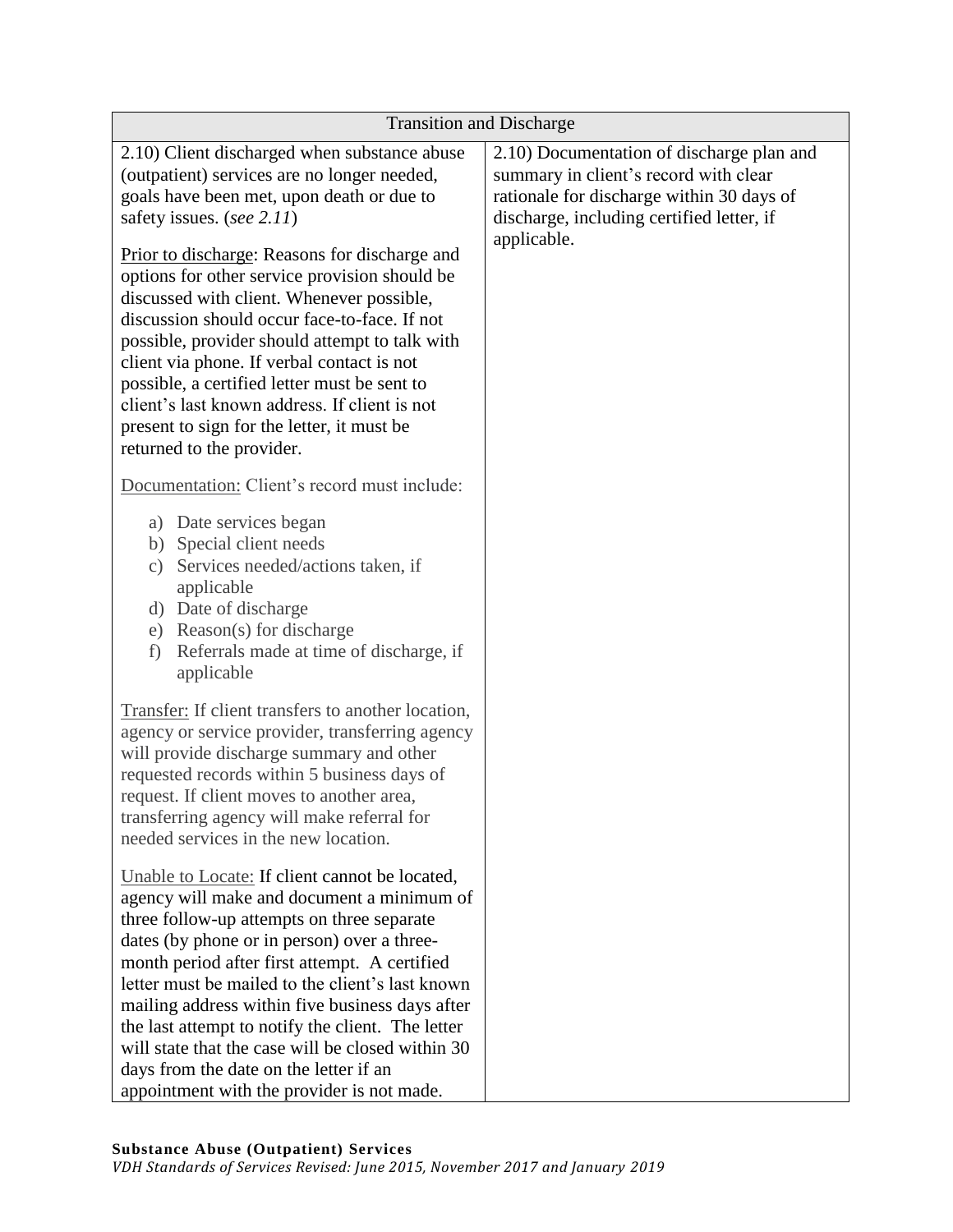| Transition and Discharge | |
|---|---|
| 2.10) Client discharged when substance abuse (outpatient) services are no longer needed, goals have been met, upon death or due to safety issues. (*see 2.11*)<br><br>Prior to discharge: Reasons for discharge and options for other service provision should be discussed with client. Whenever possible, discussion should occur face-to-face. If not possible, provider should attempt to talk with client via phone. If verbal contact is not possible, a certified letter must be sent to client's last known address. If client is not present to sign for the letter, it must be returned to the provider.<br><br>Documentation: Client's record must include:<br><br>a) Date services began<br>b) Special client needs<br>c) Services needed/actions taken, if applicable<br>d) Date of discharge<br>e) Reason(s) for discharge<br>f) Referrals made at time of discharge, if applicable<br><br>Transfer: If client transfers to another location, agency or service provider, transferring agency will provide discharge summary and other requested records within 5 business days of request. If client moves to another area, transferring agency will make referral for needed services in the new location.<br><br>Unable to Locate: If client cannot be located, agency will make and document a minimum of three follow-up attempts on three separate dates (by phone or in person) over a three-month period after first attempt. A certified letter must be mailed to the client's last known mailing address within five business days after the last attempt to notify the client. The letter will state that the case will be closed within 30 days from the date on the letter if an appointment with the provider is not made. | 2.10) Documentation of discharge plan and summary in client's record with clear rationale for discharge within 30 days of discharge, including certified letter, if applicable. |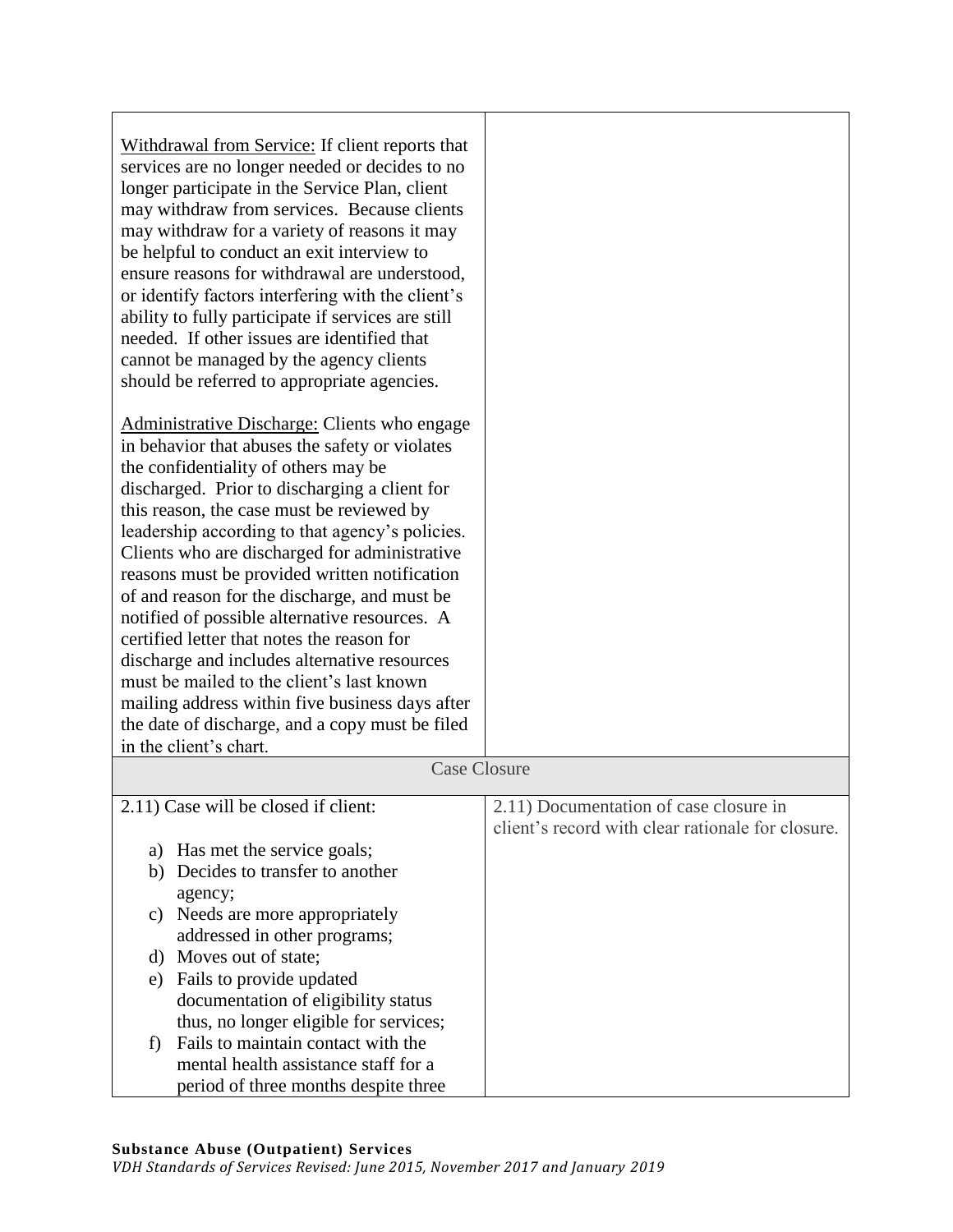| | |
|---|---|
| <u>Withdrawal from Service:</u> If client reports that services are no longer needed or decides to no longer participate in the Service Plan, client may withdraw from services. Because clients may withdraw for a variety of reasons it may be helpful to conduct an exit interview to ensure reasons for withdrawal are understood, or identify factors interfering with the client's ability to fully participate if services are still needed. If other issues are identified that cannot be managed by the agency clients should be referred to appropriate agencies.<br><br><u>Administrative Discharge:</u> Clients who engage in behavior that abuses the safety or violates the confidentiality of others may be discharged. Prior to discharging a client for this reason, the case must be reviewed by leadership according to that agency's policies. Clients who are discharged for administrative reasons must be provided written notification of and reason for the discharge, and must be notified of possible alternative resources. A certified letter that notes the reason for discharge and includes alternative resources must be mailed to the client's last known mailing address within five business days after the date of discharge, and a copy must be filed in the client's chart. | |
| **Case Closure** | |
| 2.11) Case will be closed if client:<br><br>a) Has met the service goals;<br>b) Decides to transfer to another agency;<br>c) Needs are more appropriately addressed in other programs;<br>d) Moves out of state;<br>e) Fails to provide updated documentation of eligibility status thus, no longer eligible for services;<br>f) Fails to maintain contact with the mental health assistance staff for a period of three months despite three | 2.11) Documentation of case closure in client's record with clear rationale for closure. |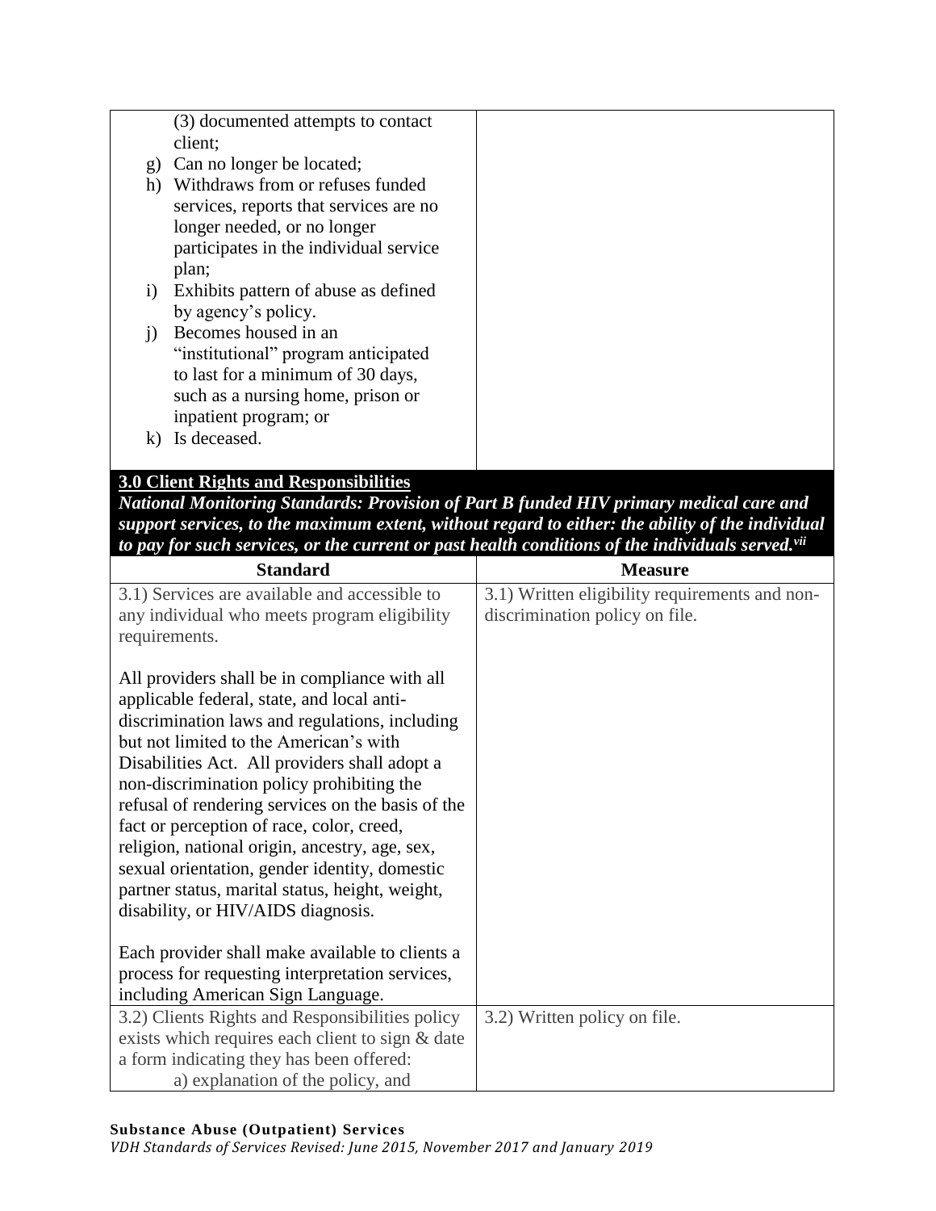| | |
|---|---|
| (3) documented attempts to contact client;<br>g) Can no longer be located;<br>h) Withdraws from or refuses funded services, reports that services are no longer needed, or no longer participates in the individual service plan;<br>i) Exhibits pattern of abuse as defined by agency's policy.<br>j) Becomes housed in an "institutional" program anticipated to last for a minimum of 30 days, such as a nursing home, prison or inpatient program; or<br>k) Is deceased. | |

## 3.0 Client Rights and Responsibilities

***National Monitoring Standards: Provision of Part B funded HIV primary medical care and support services, to the maximum extent, without regard to either: the ability of the individual to pay for such services, or the current or past health conditions of the individuals served.[vii]***

| Standard | Measure |
|---|---|
| 3.1) Services are available and accessible to any individual who meets program eligibility requirements.<br><br>All providers shall be in compliance with all applicable federal, state, and local anti-discrimination laws and regulations, including but not limited to the American's with Disabilities Act. All providers shall adopt a non-discrimination policy prohibiting the refusal of rendering services on the basis of the fact or perception of race, color, creed, religion, national origin, ancestry, age, sex, sexual orientation, gender identity, domestic partner status, marital status, height, weight, disability, or HIV/AIDS diagnosis.<br><br>Each provider shall make available to clients a process for requesting interpretation services, including American Sign Language. | 3.1) Written eligibility requirements and non-discrimination policy on file. |
| 3.2) Clients Rights and Responsibilities policy exists which requires each client to sign & date a form indicating they has been offered:<br>a) explanation of the policy, and | 3.2) Written policy on file. |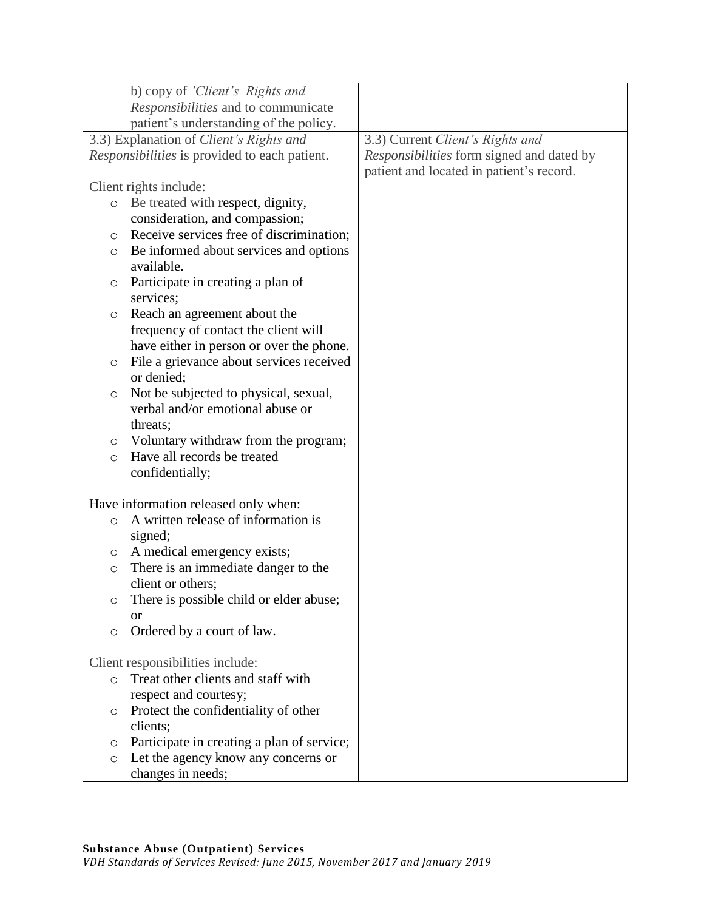| | |
|---|---|
| b) copy of *'Client's Rights and Responsibilities* and to communicate patient's understanding of the policy. | |
| 3.3) Explanation of *Client's Rights and Responsibilities* is provided to each patient.<br><br>Client rights include:<br>- Be treated with respect, dignity, consideration, and compassion;<br>- Receive services free of discrimination;<br>- Be informed about services and options available.<br>- Participate in creating a plan of services;<br>- Reach an agreement about the frequency of contact the client will have either in person or over the phone.<br>- File a grievance about services received or denied;<br>- Not be subjected to physical, sexual, verbal and/or emotional abuse or threats;<br>- Voluntary withdraw from the program;<br>- Have all records be treated confidentially;<br><br>Have information released only when:<br>- A written release of information is signed;<br>- A medical emergency exists;<br>- There is an immediate danger to the client or others;<br>- There is possible child or elder abuse; or<br>- Ordered by a court of law.<br><br>Client responsibilities include:<br>- Treat other clients and staff with respect and courtesy;<br>- Protect the confidentiality of other clients;<br>- Participate in creating a plan of service;<br>- Let the agency know any concerns or changes in needs; | 3.3) Current *Client's Rights and Responsibilities* form signed and dated by patient and located in patient's record. |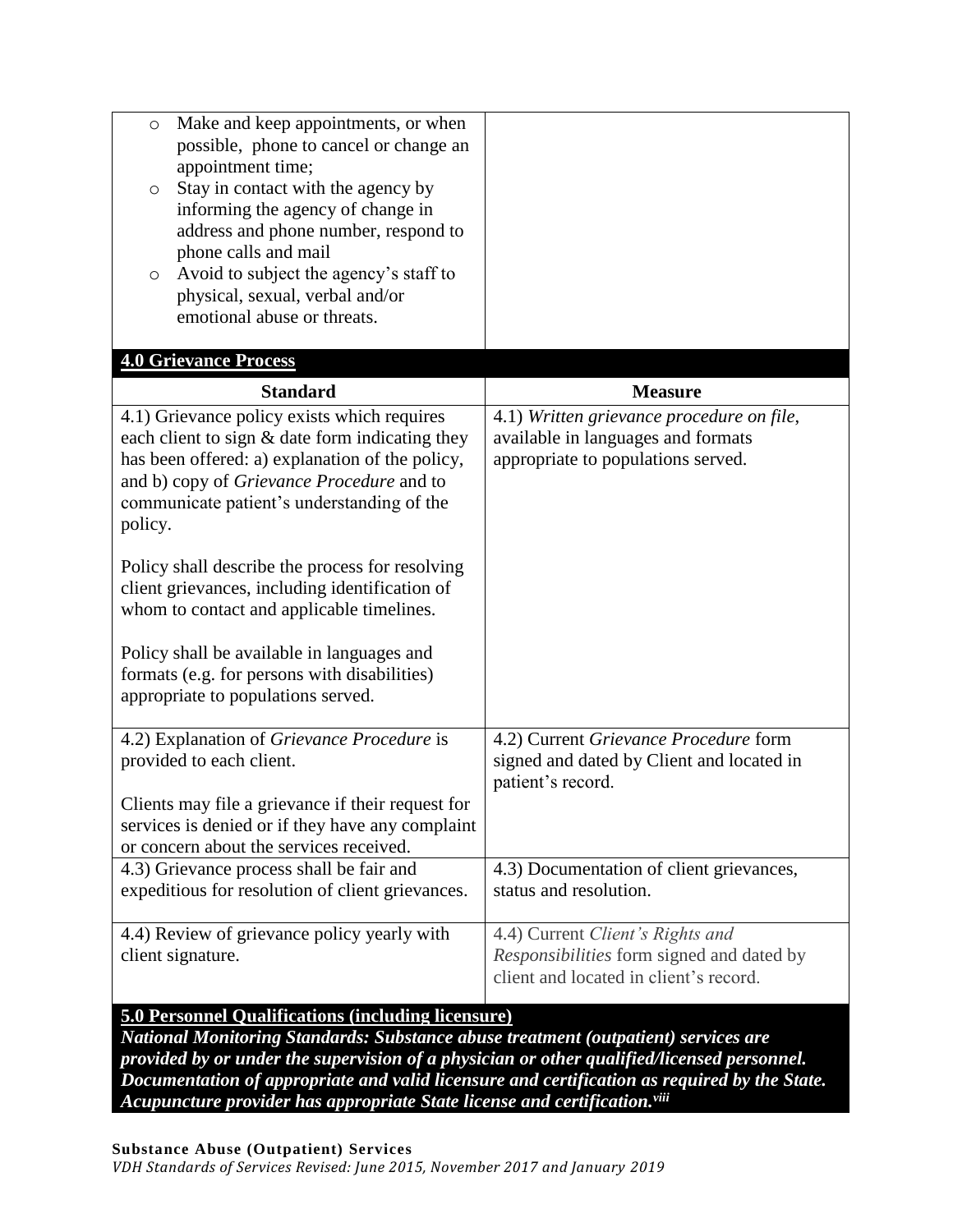| | |
|---|---|
| - Make and keep appointments, or when possible, phone to cancel or change an appointment time;<br>- Stay in contact with the agency by informing the agency of change in address and phone number, respond to phone calls and mail<br>- Avoid to subject the agency's staff to physical, sexual, verbal and/or emotional abuse or threats. | |

**4.0 Grievance Process**

| Standard | Measure |
|---|---|
| 4.1) Grievance policy exists which requires each client to sign & date form indicating they has been offered: a) explanation of the policy, and b) copy of *Grievance Procedure* and to communicate patient's understanding of the policy.<br><br>Policy shall describe the process for resolving client grievances, including identification of whom to contact and applicable timelines.<br><br>Policy shall be available in languages and formats (e.g. for persons with disabilities) appropriate to populations served. | 4.1) *Written grievance procedure on file*, available in languages and formats appropriate to populations served. |
| 4.2) Explanation of *Grievance Procedure* is provided to each client.<br><br>Clients may file a grievance if their request for services is denied or if they have any complaint or concern about the services received. | 4.2) Current *Grievance Procedure* form signed and dated by Client and located in patient's record. |
| 4.3) Grievance process shall be fair and expeditious for resolution of client grievances. | 4.3) Documentation of client grievances, status and resolution. |
| 4.4) Review of grievance policy yearly with client signature. | 4.4) Current *Client's Rights and Responsibilities* form signed and dated by client and located in client's record. |

**5.0 Personnel Qualifications (including licensure)**

***National Monitoring Standards: Substance abuse treatment (outpatient) services are provided by or under the supervision of a physician or other qualified/licensed personnel. Documentation of appropriate and valid licensure and certification as required by the State. Acupuncture provider has appropriate State license and certification.[viii]***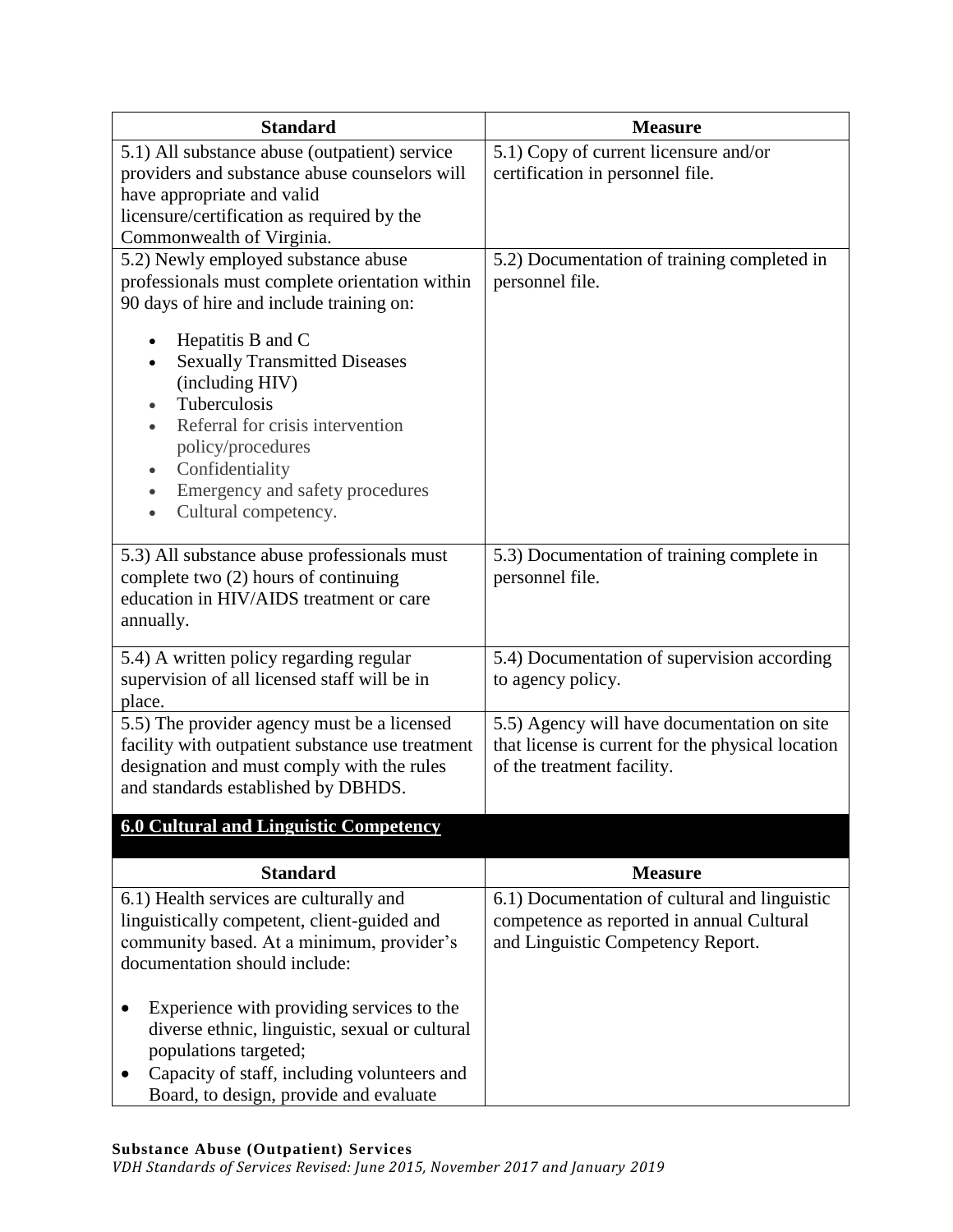| Standard | Measure |
|---|---|
| 5.1) All substance abuse (outpatient) service providers and substance abuse counselors will have appropriate and valid licensure/certification as required by the Commonwealth of Virginia. | 5.1) Copy of current licensure and/or certification in personnel file. |
| 5.2) Newly employed substance abuse professionals must complete orientation within 90 days of hire and include training on:<br>• Hepatitis B and C<br>• Sexually Transmitted Diseases (including HIV)<br>• Tuberculosis<br>• Referral for crisis intervention policy/procedures<br>• Confidentiality<br>• Emergency and safety procedures<br>• Cultural competency. | 5.2) Documentation of training completed in personnel file. |
| 5.3) All substance abuse professionals must complete two (2) hours of continuing education in HIV/AIDS treatment or care annually. | 5.3) Documentation of training complete in personnel file. |
| 5.4) A written policy regarding regular supervision of all licensed staff will be in place. | 5.4) Documentation of supervision according to agency policy. |
| 5.5) The provider agency must be a licensed facility with outpatient substance use treatment designation and must comply with the rules and standards established by DBHDS. | 5.5) Agency will have documentation on site that license is current for the physical location of the treatment facility. |

## 6.0 Cultural and Linguistic Competency

| Standard | Measure |
|---|---|
| 6.1) Health services are culturally and linguistically competent, client-guided and community based. At a minimum, provider's documentation should include:<br>• Experience with providing services to the diverse ethnic, linguistic, sexual or cultural populations targeted;<br>• Capacity of staff, including volunteers and Board, to design, provide and evaluate | 6.1) Documentation of cultural and linguistic competence as reported in annual Cultural and Linguistic Competency Report. |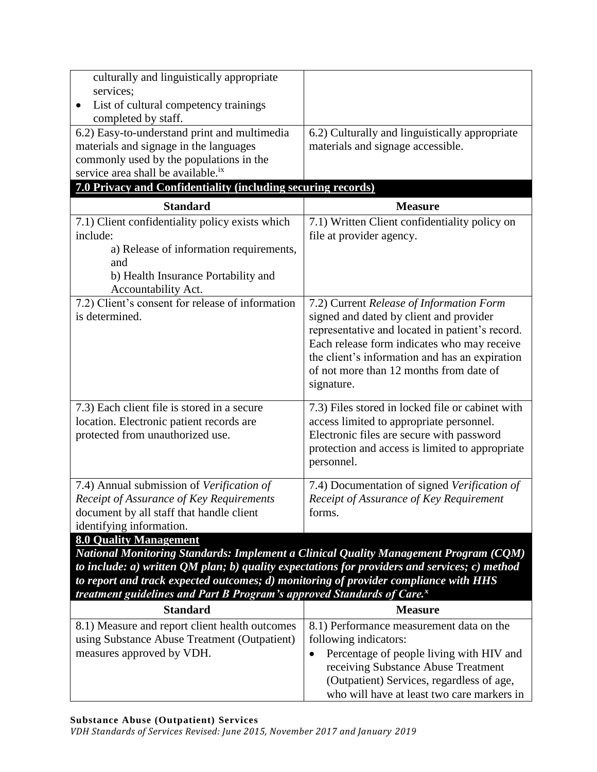| | |
|---|---|
| culturally and linguistically appropriate services;<br>• List of cultural competency trainings completed by staff. | |
| 6.2) Easy-to-understand print and multimedia materials and signage in the languages commonly used by the populations in the service area shall be available.[ix] | 6.2) Culturally and linguistically appropriate materials and signage accessible. |

**7.0 Privacy and Confidentiality (including securing records)**

| Standard | Measure |
|---|---|
| 7.1) Client confidentiality policy exists which include:<br>a) Release of information requirements, and<br>b) Health Insurance Portability and Accountability Act. | 7.1) Written Client confidentiality policy on file at provider agency. |
| 7.2) Client's consent for release of information is determined. | 7.2) Current *Release of Information Form* signed and dated by client and provider representative and located in patient's record. Each release form indicates who may receive the client's information and has an expiration of not more than 12 months from date of signature. |
| 7.3) Each client file is stored in a secure location. Electronic patient records are protected from unauthorized use. | 7.3) Files stored in locked file or cabinet with access limited to appropriate personnel. Electronic files are secure with password protection and access is limited to appropriate personnel. |
| 7.4) Annual submission of *Verification of Receipt of Assurance of Key Requirements* document by all staff that handle client identifying information. | 7.4) Documentation of signed *Verification of Receipt of Assurance of Key Requirement* forms. |

**8.0 Quality Management**

***National Monitoring Standards: Implement a Clinical Quality Management Program (CQM) to include: a) written QM plan; b) quality expectations for providers and services; c) method to report and track expected outcomes; d) monitoring of provider compliance with HHS treatment guidelines and Part B Program's approved Standards of Care.[x]***

| Standard | Measure |
|---|---|
| 8.1) Measure and report client health outcomes using Substance Abuse Treatment (Outpatient) measures approved by VDH. | 8.1) Performance measurement data on the following indicators:<br>• Percentage of people living with HIV and receiving Substance Abuse Treatment (Outpatient) Services, regardless of age, who will have at least two care markers in |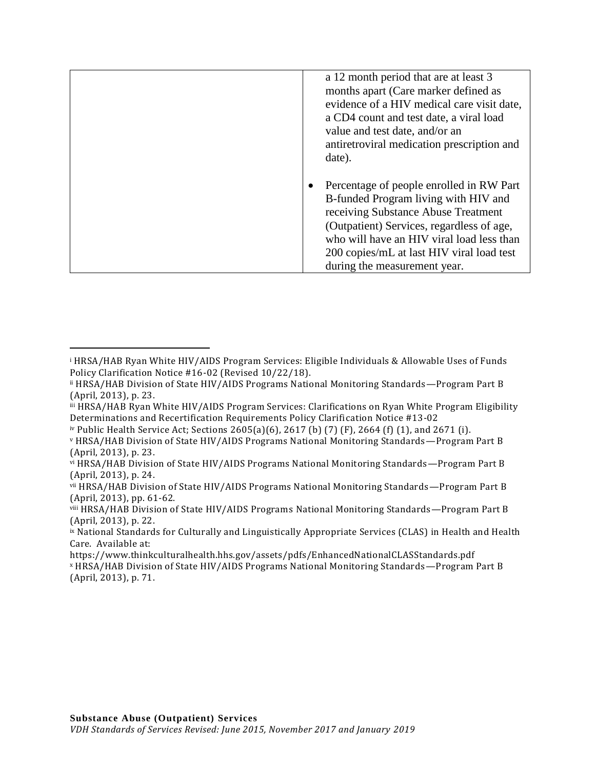| | |
|---|---|
| | a 12 month period that are at least 3 months apart (Care marker defined as evidence of a HIV medical care visit date, a CD4 count and test date, a viral load value and test date, and/or an antiretroviral medication prescription and date).<br><br>• Percentage of people enrolled in RW Part B-funded Program living with HIV and receiving Substance Abuse Treatment (Outpatient) Services, regardless of age, who will have an HIV viral load less than 200 copies/mL at last HIV viral load test during the measurement year. |

---

[i] HRSA/HAB Ryan White HIV/AIDS Program Services: Eligible Individuals & Allowable Uses of Funds Policy Clarification Notice #16-02 (Revised 10/22/18).

[ii] HRSA/HAB Division of State HIV/AIDS Programs National Monitoring Standards—Program Part B (April, 2013), p. 23.

[iii] HRSA/HAB Ryan White HIV/AIDS Program Services: Clarifications on Ryan White Program Eligibility Determinations and Recertification Requirements Policy Clarification Notice #13-02

[iv] Public Health Service Act; Sections 2605(a)(6), 2617 (b) (7) (F), 2664 (f) (1), and 2671 (i).

[v] HRSA/HAB Division of State HIV/AIDS Programs National Monitoring Standards—Program Part B (April, 2013), p. 23.

[vi] HRSA/HAB Division of State HIV/AIDS Programs National Monitoring Standards—Program Part B (April, 2013), p. 24.

[vii] HRSA/HAB Division of State HIV/AIDS Programs National Monitoring Standards—Program Part B (April, 2013), pp. 61-62.

[viii] HRSA/HAB Division of State HIV/AIDS Programs National Monitoring Standards—Program Part B (April, 2013), p. 22.

[ix] National Standards for Culturally and Linguistically Appropriate Services (CLAS) in Health and Health Care. Available at: https://www.thinkculturalhealth.hhs.gov/assets/pdfs/EnhancedNationalCLASStandards.pdf

[x] HRSA/HAB Division of State HIV/AIDS Programs National Monitoring Standards—Program Part B (April, 2013), p. 71.